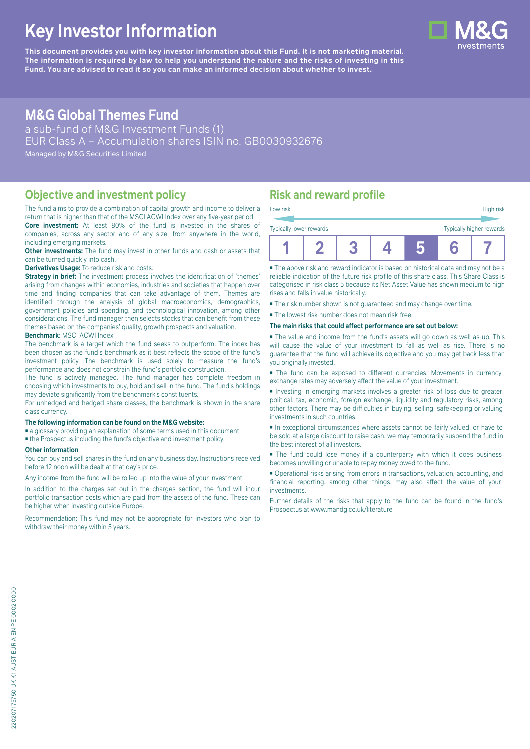# Key Investor Information

**This document provides you with key investor information about this Fund. It is not marketing material. The information is required by law to help you understand the nature and the risks of investing in this Fund. You are advised to read it so you can make an informed decision about whether to invest.**

## M&G Global Themes Fund

a sub-fund of M&G Investment Funds (1)
EUR Class A – Accumulation shares ISIN no. GB0030932676
Managed by M&G Securities Limited

## Objective and investment policy

The fund aims to provide a combination of capital growth and income to deliver a return that is higher than that of the MSCI ACWI Index over any five-year period.

**Core investment:** At least 80% of the fund is invested in the shares of companies, across any sector and of any size, from anywhere in the world, including emerging markets.

**Other investments:** The fund may invest in other funds and cash or assets that can be turned quickly into cash.

**Derivatives Usage:** To reduce risk and costs.

**Strategy in brief:** The investment process involves the identification of 'themes' arising from changes within economies, industries and societies that happen over time and finding companies that can take advantage of them. Themes are identified through the analysis of global macroeconomics, demographics, government policies and spending, and technological innovation, among other considerations. The fund manager then selects stocks that can benefit from these themes based on the companies' quality, growth prospects and valuation.

**Benchmark**: MSCI ACWI Index

The benchmark is a target which the fund seeks to outperform. The index has been chosen as the fund's benchmark as it best reflects the scope of the fund's investment policy. The benchmark is used solely to measure the fund's performance and does not constrain the fund's portfolio construction.

The fund is actively managed. The fund manager has complete freedom in choosing which investments to buy, hold and sell in the fund. The fund's holdings may deviate significantly from the benchmark's constituents.

For unhedged and hedged share classes, the benchmark is shown in the share class currency.

**The following information can be found on the M&G website:**

- a glossary providing an explanation of some terms used in this document
- the Prospectus including the fund's objective and investment policy.

**Other information**

You can buy and sell shares in the fund on any business day. Instructions received before 12 noon will be dealt at that day's price.

Any income from the fund will be rolled up into the value of your investment.

In addition to the charges set out in the charges section, the fund will incur portfolio transaction costs which are paid from the assets of the fund. These can be higher when investing outside Europe.

Recommendation: This fund may not be appropriate for investors who plan to withdraw their money within 5 years.

## Risk and reward profile

Low risk — High risk

Typically lower rewards — Typically higher rewards

| 1 | 2 | 3 | 4 | **5** | 6 | 7 |
|---|---|---|---|---|---|---|

- The above risk and reward indicator is based on historical data and may not be a reliable indication of the future risk profile of this share class. This Share Class is categorised in risk class 5 because its Net Asset Value has shown medium to high rises and falls in value historically.
- The risk number shown is not guaranteed and may change over time.
- The lowest risk number does not mean risk free.

**The main risks that could affect performance are set out below:**

- The value and income from the fund's assets will go down as well as up. This will cause the value of your investment to fall as well as rise. There is no guarantee that the fund will achieve its objective and you may get back less than you originally invested.
- The fund can be exposed to different currencies. Movements in currency exchange rates may adversely affect the value of your investment.
- Investing in emerging markets involves a greater risk of loss due to greater political, tax, economic, foreign exchange, liquidity and regulatory risks, among other factors. There may be difficulties in buying, selling, safekeeping or valuing investments in such countries.
- In exceptional circumstances where assets cannot be fairly valued, or have to be sold at a large discount to raise cash, we may temporarily suspend the fund in the best interest of all investors.
- The fund could lose money if a counterparty with which it does business becomes unwilling or unable to repay money owed to the fund.
- Operational risks arising from errors in transactions, valuation, accounting, and financial reporting, among other things, may also affect the value of your investments.

Further details of the risks that apply to the fund can be found in the fund's Prospectus at www.mandg.co.uk/literature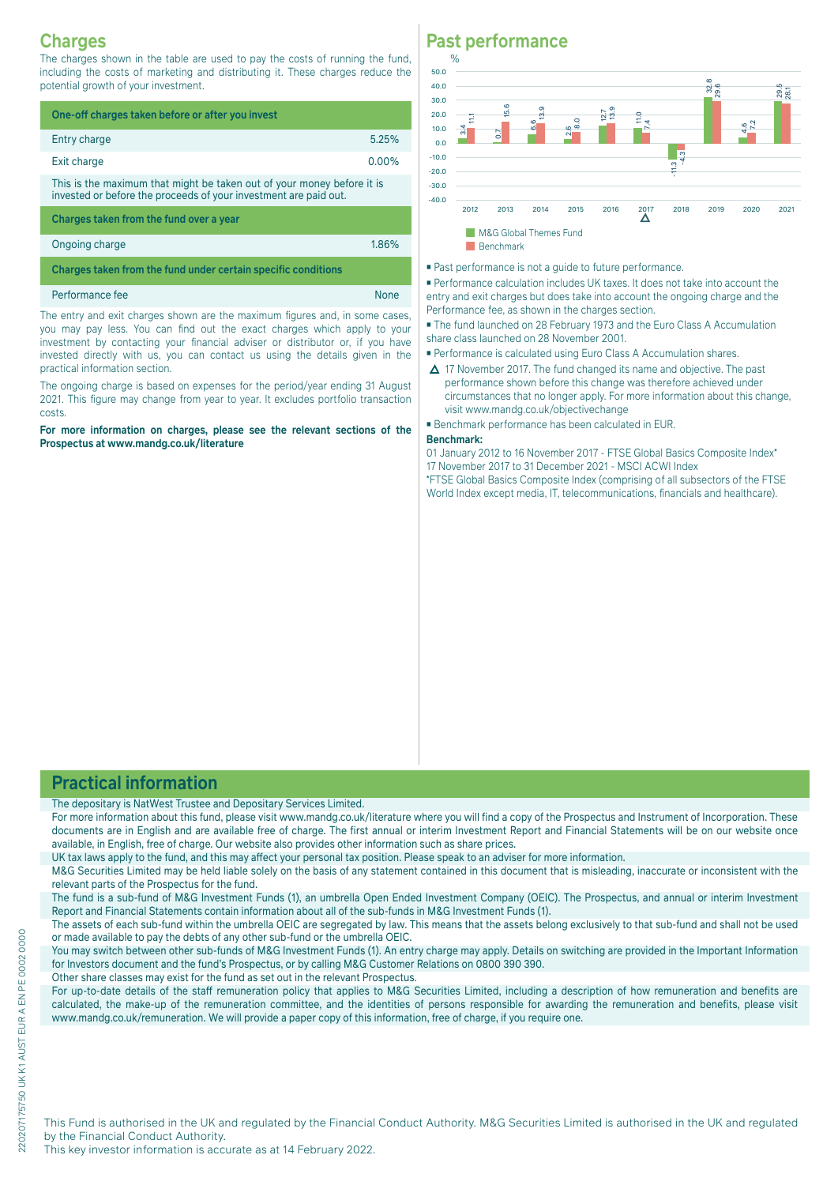## Charges

The charges shown in the table are used to pay the costs of running the fund, including the costs of marketing and distributing it. These charges reduce the potential growth of your investment.

| One-off charges taken before or after you invest | |
|---|---|
| Entry charge | 5.25% |
| Exit charge | 0.00% |
| This is the maximum that might be taken out of your money before it is invested or before the proceeds of your investment are paid out. | |
| **Charges taken from the fund over a year** | |
| Ongoing charge | 1.86% |
| **Charges taken from the fund under certain specific conditions** | |
| Performance fee | None |

The entry and exit charges shown are the maximum figures and, in some cases, you may pay less. You can find out the exact charges which apply to your investment by contacting your financial adviser or distributor or, if you have invested directly with us, you can contact us using the details given in the practical information section.

The ongoing charge is based on expenses for the period/year ending 31 August 2021. This figure may change from year to year. It excludes portfolio transaction costs.

**For more information on charges, please see the relevant sections of the Prospectus at www.mandg.co.uk/literature**

## Past performance

%

50.0
40.0
30.0
20.0
10.0
0.0
-10.0
-20.0
-30.0
-40.0

2012: 3.4, 11.1
2013: 0.7, 15.6
2014: 6.6, 13.9
2015: 2.6, 8.0
2016: 12.7, 13.9
2017: 11.0, 7.4 ∆
2018: -11.3, -4.3
2019: 32.8, 29.6
2020: 4.6, 7.2
2021: 29.5, 28.1

M&G Global Themes Fund
Benchmark

- Past performance is not a guide to future performance.
- Performance calculation includes UK taxes. It does not take into account the entry and exit charges but does take into account the ongoing charge and the Performance fee, as shown in the charges section.
- The fund launched on 28 February 1973 and the Euro Class A Accumulation share class launched on 28 November 2001.
- Performance is calculated using Euro Class A Accumulation shares.

∆ 17 November 2017. The fund changed its name and objective. The past performance shown before this change was therefore achieved under circumstances that no longer apply. For more information about this change, visit www.mandg.co.uk/objectivechange

- Benchmark performance has been calculated in EUR.

**Benchmark:**

01 January 2012 to 16 November 2017 - FTSE Global Basics Composite Index*
17 November 2017 to 31 December 2021 - MSCI ACWI Index
*FTSE Global Basics Composite Index (comprising of all subsectors of the FTSE World Index except media, IT, telecommunications, financials and healthcare).

## Practical information

The depositary is NatWest Trustee and Depositary Services Limited.

For more information about this fund, please visit www.mandg.co.uk/literature where you will find a copy of the Prospectus and Instrument of Incorporation. These documents are in English and are available free of charge. The first annual or interim Investment Report and Financial Statements will be on our website once available, in English, free of charge. Our website also provides other information such as share prices.

UK tax laws apply to the fund, and this may affect your personal tax position. Please speak to an adviser for more information.

M&G Securities Limited may be held liable solely on the basis of any statement contained in this document that is misleading, inaccurate or inconsistent with the relevant parts of the Prospectus for the fund.

The fund is a sub-fund of M&G Investment Funds (1), an umbrella Open Ended Investment Company (OEIC). The Prospectus, and annual or interim Investment Report and Financial Statements contain information about all of the sub-funds in M&G Investment Funds (1).

The assets of each sub-fund within the umbrella OEIC are segregated by law. This means that the assets belong exclusively to that sub-fund and shall not be used or made available to pay the debts of any other sub-fund or the umbrella OEIC.

You may switch between other sub-funds of M&G Investment Funds (1). An entry charge may apply. Details on switching are provided in the Important Information for Investors document and the fund's Prospectus, or by calling M&G Customer Relations on 0800 390 390.

Other share classes may exist for the fund as set out in the relevant Prospectus.

For up-to-date details of the staff remuneration policy that applies to M&G Securities Limited, including a description of how remuneration and benefits are calculated, the make-up of the remuneration committee, and the identities of persons responsible for awarding the remuneration and benefits, please visit www.mandg.co.uk/remuneration. We will provide a paper copy of this information, free of charge, if you require one.

This Fund is authorised in the UK and regulated by the Financial Conduct Authority. M&G Securities Limited is authorised in the UK and regulated by the Financial Conduct Authority.
This key investor information is accurate as at 14 February 2022.